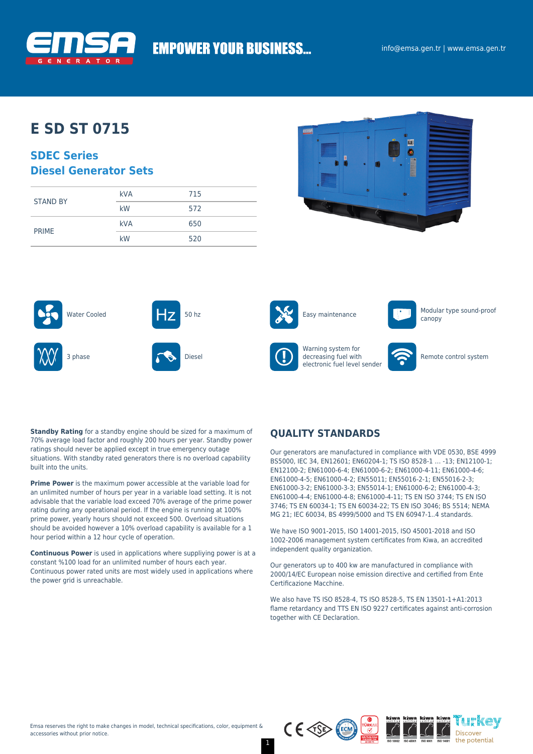EMPOWER YOUR BUSINESS...

info@emsa.gen.tr | www.emsa.gen.tr

# E SD ST 0715

## SDEC Series
## Diesel Generator Sets

| | | |
|---|---|---|
| STAND BY | kVA | 715 |
| | kW | 572 |
| PRIME | kVA | 650 |
| | kW | 520 |

- Water Cooled
- 50 hz
- Easy maintenance
- Modular type sound-proof canopy
- 3 phase
- Diesel
- Warning system for decreasing fuel with electronic fuel level sender
- Remote control system

**Standby Rating** for a standby engine should be sized for a maximum of 70% average load factor and roughly 200 hours per year. Standby power ratings should never be applied except in true emergency outage situations. With standby rated generators there is no overload capability built into the units.

**Prime Power** is the maximum power accessible at the variable load for an unlimited number of hours per year in a variable load setting. It is not advisable that the variable load exceed 70% average of the prime power rating during any operational period. If the engine is running at 100% prime power, yearly hours should not exceed 500. Overload situations should be avoided however a 10% overload capability is available for a 1 hour period within a 12 hour cycle of operation.

**Continuous Power** is used in applications where suppliying power is at a constant %100 load for an unlimited number of hours each year. Continuous power rated units are most widely used in applications where the power grid is unreachable.

## QUALITY STANDARDS

Our generators are manufactured in compliance with VDE 0530, BSE 4999 BS5000, IEC 34, EN12601; EN60204-1; TS ISO 8528-1 ... -13; EN12100-1; EN12100-2; EN61000-6-4; EN61000-6-2; EN61000-4-11; EN61000-4-6; EN61000-4-5; EN61000-4-2; EN55011; EN55016-2-1; EN55016-2-3; EN61000-3-2; EN61000-3-3; EN55014-1; EN61000-6-2; EN61000-4-3; EN61000-4-4; EN61000-4-8; EN61000-4-11; TS EN ISO 3744; TS EN ISO 3746; TS EN 60034-1; TS EN 60034-22; TS EN ISO 3046; BS 5514; NEMA MG 21; IEC 60034, BS 4999/5000 and TS EN 60947-1..4 standards.

We have ISO 9001-2015, ISO 14001-2015, ISO 45001-2018 and ISO 1002-2006 management system certificates from Kiwa, an accredited independent quality organization.

Our generators up to 400 kw are manufactured in compliance with 2000/14/EC European noise emission directive and certified from Ente Certificazione Macchine.

We also have TS ISO 8528-4, TS ISO 8528-5, TS EN 13501-1+A1:2013 flame retardancy and TTS EN ISO 9227 certificates against anti-corrosion together with CE Declaration.

Emsa reserves the right to make changes in model, technical specifications, color, equipment & accessories without prior notice.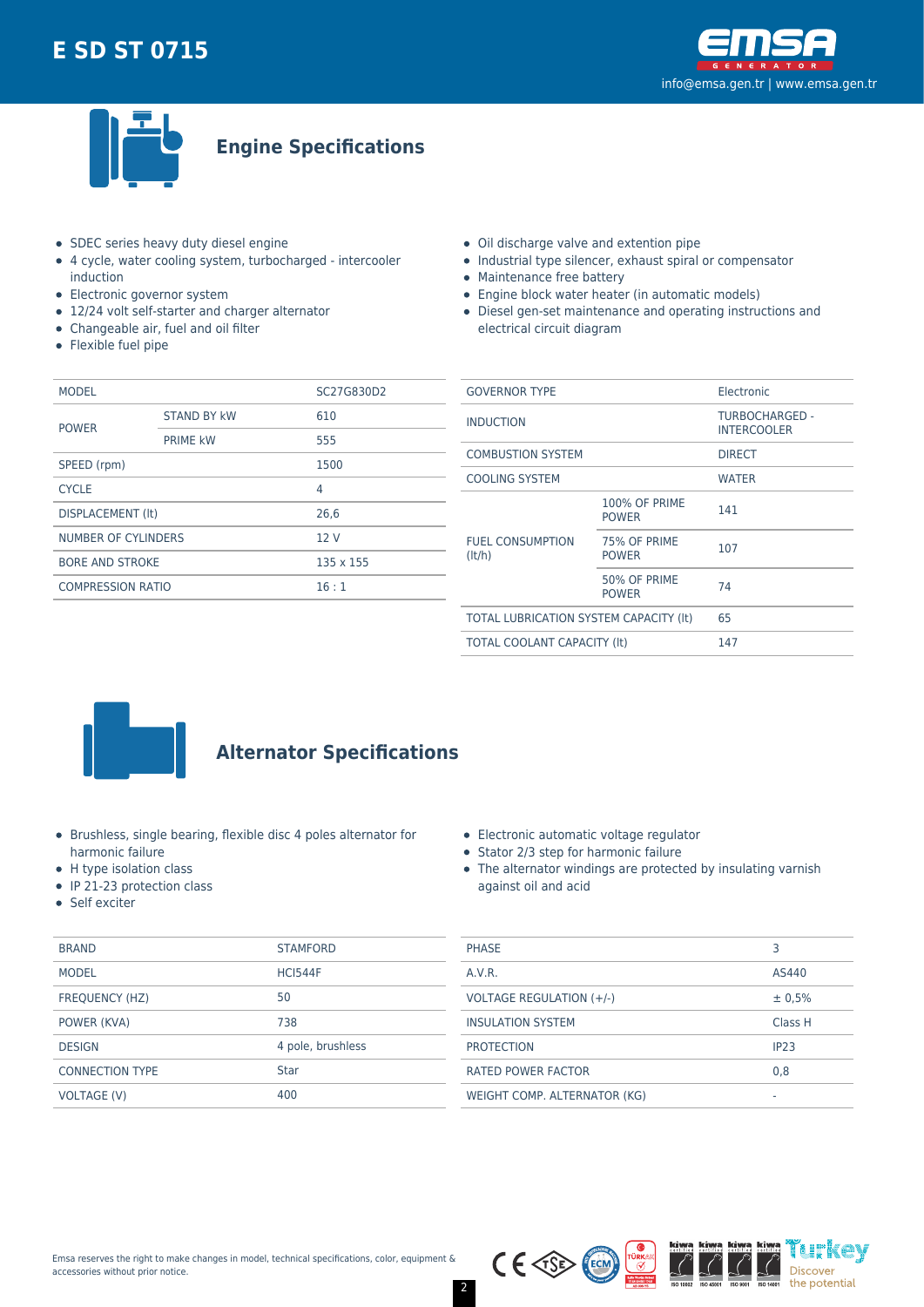# E SD ST 0715

info@emsa.gen.tr | www.emsa.gen.tr

## Engine Specifications

- SDEC series heavy duty diesel engine
- 4 cycle, water cooling system, turbocharged - intercooler induction
- Electronic governor system
- 12/24 volt self-starter and charger alternator
- Changeable air, fuel and oil filter
- Flexible fuel pipe
- Oil discharge valve and extention pipe
- Industrial type silencer, exhaust spiral or compensator
- Maintenance free battery
- Engine block water heater (in automatic models)
- Diesel gen-set maintenance and operating instructions and electrical circuit diagram

| MODEL | | SC27G830D2 |
|---|---|---|
| POWER | STAND BY kW | 610 |
| | PRIME kW | 555 |
| SPEED (rpm) | | 1500 |
| CYCLE | | 4 |
| DISPLACEMENT (lt) | | 26,6 |
| NUMBER OF CYLINDERS | | 12 V |
| BORE AND STROKE | | 135 x 155 |
| COMPRESSION RATIO | | 16 : 1 |

| GOVERNOR TYPE | | Electronic |
|---|---|---|
| INDUCTION | | TURBOCHARGED - INTERCOOLER |
| COMBUSTION SYSTEM | | DIRECT |
| COOLING SYSTEM | | WATER |
| FUEL CONSUMPTION (lt/h) | 100% OF PRIME POWER | 141 |
| | 75% OF PRIME POWER | 107 |
| | 50% OF PRIME POWER | 74 |
| TOTAL LUBRICATION SYSTEM CAPACITY (lt) | | 65 |
| TOTAL COOLANT CAPACITY (lt) | | 147 |

## Alternator Specifications

- Brushless, single bearing, flexible disc 4 poles alternator for harmonic failure
- H type isolation class
- IP 21-23 protection class
- Self exciter
- Electronic automatic voltage regulator
- Stator 2/3 step for harmonic failure
- The alternator windings are protected by insulating varnish against oil and acid

| BRAND | STAMFORD |
|---|---|
| MODEL | HCI544F |
| FREQUENCY (HZ) | 50 |
| POWER (KVA) | 738 |
| DESIGN | 4 pole, brushless |
| CONNECTION TYPE | Star |
| VOLTAGE (V) | 400 |

| PHASE | 3 |
|---|---|
| A.V.R. | AS440 |
| VOLTAGE REGULATION (+/-) | ± 0,5% |
| INSULATION SYSTEM | Class H |
| PROTECTION | IP23 |
| RATED POWER FACTOR | 0,8 |
| WEIGHT COMP. ALTERNATOR (KG) | - |

Emsa reserves the right to make changes in model, technical specifications, color, equipment & accessories without prior notice.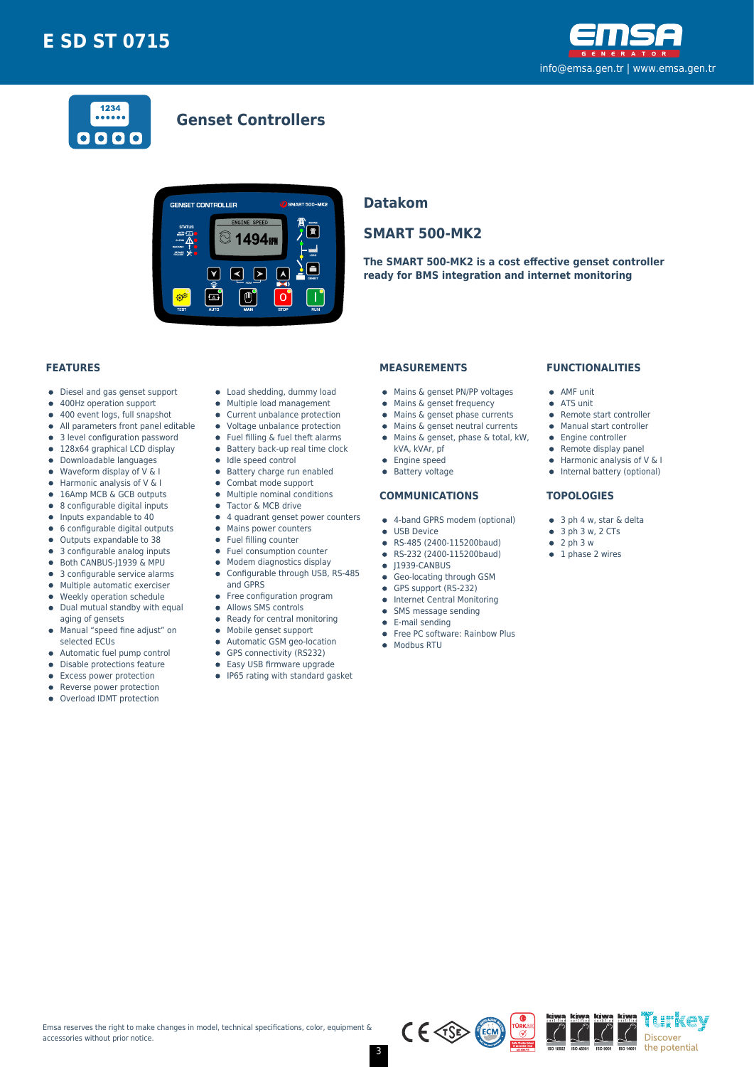# E SD ST 0715

info@emsa.gen.tr | www.emsa.gen.tr

## Genset Controllers

## Datakom

## SMART 500-MK2

**The SMART 500-MK2 is a cost effective genset controller ready for BMS integration and internet monitoring**

### FEATURES

- Diesel and gas genset support
- 400Hz operation support
- 400 event logs, full snapshot
- All parameters front panel editable
- 3 level configuration password
- 128x64 graphical LCD display
- Downloadable languages
- Waveform display of V & I
- Harmonic analysis of V & I
- 16Amp MCB & GCB outputs
- 8 configurable digital inputs
- Inputs expandable to 40
- 6 configurable digital outputs
- Outputs expandable to 38
- 3 configurable analog inputs
- Both CANBUS-J1939 & MPU
- 3 configurable service alarms
- Multiple automatic exerciser
- Weekly operation schedule
- Dual mutual standby with equal aging of gensets
- Manual "speed fine adjust" on selected ECUs
- Automatic fuel pump control
- Disable protections feature
- Excess power protection
- Reverse power protection
- Overload IDMT protection
- Load shedding, dummy load
- Multiple load management
- Current unbalance protection
- Voltage unbalance protection
- Fuel filling & fuel theft alarms
- Battery back-up real time clock
- Idle speed control
- Battery charge run enabled
- Combat mode support
- Multiple nominal conditions
- Tactor & MCB drive
- 4 quadrant genset power counters
- Mains power counters
- Fuel filling counter
- Fuel consumption counter
- Modem diagnostics display
- Configurable through USB, RS-485 and GPRS
- Free configuration program
- Allows SMS controls
- Ready for central monitoring
- Mobile genset support
- Automatic GSM geo-location
- GPS connectivity (RS232)
- Easy USB firmware upgrade
- IP65 rating with standard gasket

### MEASUREMENTS

- Mains & genset PN/PP voltages
- Mains & genset frequency
- Mains & genset phase currents
- Mains & genset neutral currents
- Mains & genset, phase & total, kW, kVA, kVAr, pf
- Engine speed
- Battery voltage

### COMMUNICATIONS

- 4-band GPRS modem (optional)
- USB Device
- RS-485 (2400-115200baud)
- RS-232 (2400-115200baud)
- J1939-CANBUS
- Geo-locating through GSM
- GPS support (RS-232)
- Internet Central Monitoring
- SMS message sending
- E-mail sending
- Free PC software: Rainbow Plus
- Modbus RTU

### FUNCTIONALITIES

- AMF unit
- ATS unit
- Remote start controller
- Manual start controller
- Engine controller
- Remote display panel
- Harmonic analysis of V & I
- Internal battery (optional)

### TOPOLOGIES

- 3 ph 4 w, star & delta
- 3 ph 3 w, 2 CTs
- 2 ph 3 w
- 1 phase 2 wires

Emsa reserves the right to make changes in model, technical specifications, color, equipment & accessories without prior notice.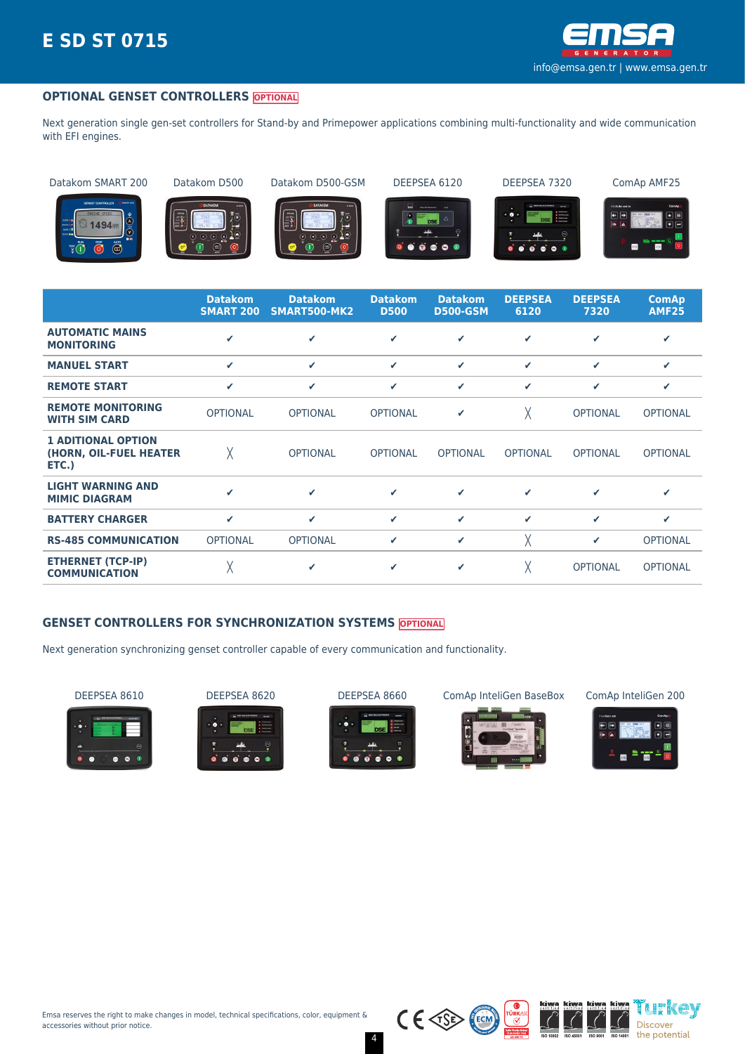## OPTIONAL GENSET CONTROLLERS OPTIONAL

Next generation single gen-set controllers for Stand-by and Primepower applications combining multi-functionality and wide communication with EFI engines.

Datakom SMART 200 | Datakom D500 | Datakom D500-GSM | DEEPSEA 6120 | DEEPSEA 7320 | ComAp AMF25

| | Datakom SMART 200 | Datakom SMART500-MK2 | Datakom D500 | Datakom D500-GSM | DEEPSEA 6120 | DEEPSEA 7320 | ComAp AMF25 |
|---|---|---|---|---|---|---|---|
| AUTOMATIC MAINS MONITORING | ✔ | ✔ | ✔ | ✔ | ✔ | ✔ | ✔ |
| MANUEL START | ✔ | ✔ | ✔ | ✔ | ✔ | ✔ | ✔ |
| REMOTE START | ✔ | ✔ | ✔ | ✔ | ✔ | ✔ | ✔ |
| REMOTE MONITORING WITH SIM CARD | OPTIONAL | OPTIONAL | OPTIONAL | ✔ | ╳ | OPTIONAL | OPTIONAL |
| 1 ADITIONAL OPTION (HORN, OIL-FUEL HEATER ETC.) | ╳ | OPTIONAL | OPTIONAL | OPTIONAL | OPTIONAL | OPTIONAL | OPTIONAL |
| LIGHT WARNING AND MIMIC DIAGRAM | ✔ | ✔ | ✔ | ✔ | ✔ | ✔ | ✔ |
| BATTERY CHARGER | ✔ | ✔ | ✔ | ✔ | ✔ | ✔ | ✔ |
| RS-485 COMMUNICATION | OPTIONAL | OPTIONAL | ✔ | ✔ | ╳ | ✔ | OPTIONAL |
| ETHERNET (TCP-IP) COMMUNICATION | ╳ | ✔ | ✔ | ✔ | ╳ | OPTIONAL | OPTIONAL |

## GENSET CONTROLLERS FOR SYNCHRONIZATION SYSTEMS OPTIONAL

Next generation synchronizing genset controller capable of every communication and functionality.

DEEPSEA 8610 | DEEPSEA 8620 | DEEPSEA 8660 | ComAp InteliGen BaseBox | ComAp InteliGen 200

Emsa reserves the right to make changes in model, technical specifications, color, equipment & accessories without prior notice.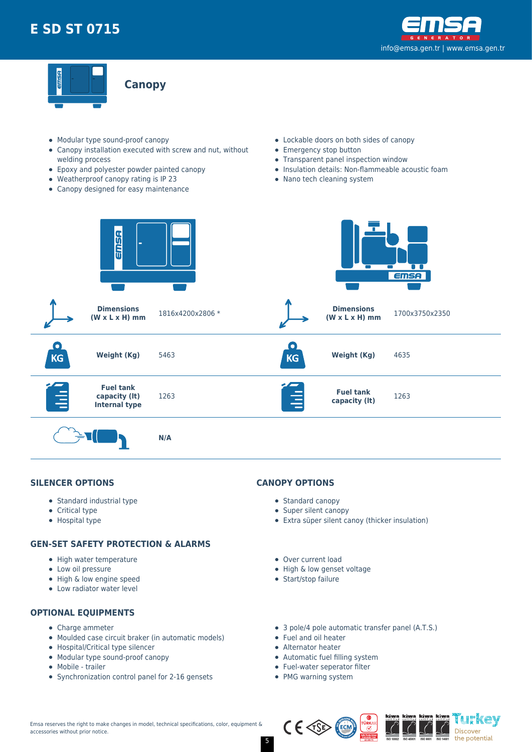# E SD ST 0715

info@emsa.gen.tr | www.emsa.gen.tr

## Canopy

- Modular type sound-proof canopy
- Canopy installation executed with screw and nut, without welding process
- Epoxy and polyester powder painted canopy
- Weatherproof canopy rating is IP 23
- Canopy designed for easy maintenance
- Lockable doors on both sides of canopy
- Emergency stop button
- Transparent panel inspection window
- Insulation details: Non-flammeable acoustic foam
- Nano tech cleaning system

| | | | |
|---|---|---|---|
| **Dimensions (W x L x H) mm** | 1816x4200x2806 * | **Dimensions (W x L x H) mm** | 1700x3750x2350 |
| **Weight (Kg)** | 5463 | **Weight (Kg)** | 4635 |
| **Fuel tank capacity (lt) Internal type** | 1263 | **Fuel tank capacity (lt)** | 1263 |
| | **N/A** | | |

### SILENCER OPTIONS

- Standard industrial type
- Critical type
- Hospital type

### CANOPY OPTIONS

- Standard canopy
- Super silent canopy
- Extra süper silent canoy (thicker insulation)

### GEN-SET SAFETY PROTECTION & ALARMS

- High water temperature
- Low oil pressure
- High & low engine speed
- Low radiator water level
- Over current load
- High & low genset voltage
- Start/stop failure

### OPTIONAL EQUIPMENTS

- Charge ammeter
- Moulded case circuit braker (in automatic models)
- Hospital/Critical type silencer
- Modular type sound-proof canopy
- Mobile - trailer
- Synchronization control panel for 2-16 gensets
- 3 pole/4 pole automatic transfer panel (A.T.S.)
- Fuel and oil heater
- Alternator heater
- Automatic fuel filling system
- Fuel-water seperator filter
- PMG warning system

Emsa reserves the right to make changes in model, technical specifications, color, equipment & accessories without prior notice.